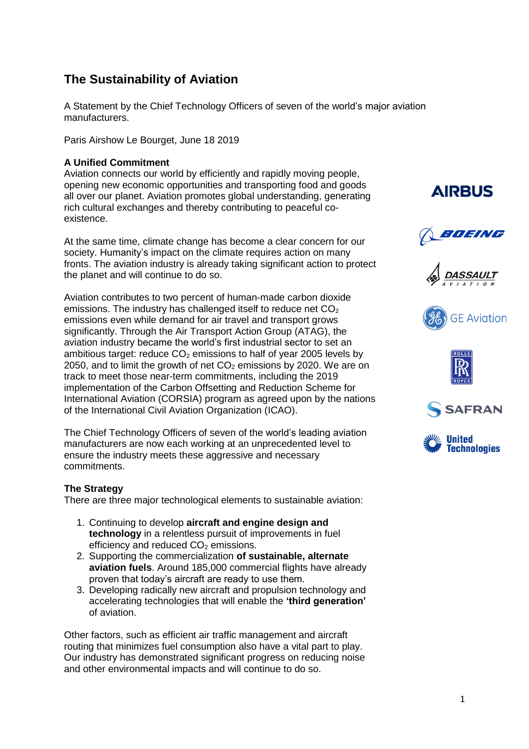# The Sustainability of Aviation

A Statement by the Chief Technology Officers of seven of the world's major aviation manufacturers.

Paris Airshow Le Bourget, June 18 2019

**A Unified Commitment**

Aviation connects our world by efficiently and rapidly moving people, opening new economic opportunities and transporting food and goods all over our planet. Aviation promotes global understanding, generating rich cultural exchanges and thereby contributing to peaceful co-existence.

At the same time, climate change has become a clear concern for our society. Humanity's impact on the climate requires action on many fronts. The aviation industry is already taking significant action to protect the planet and will continue to do so.

Aviation contributes to two percent of human-made carbon dioxide emissions. The industry has challenged itself to reduce net $CO_2$ emissions even while demand for air travel and transport grows significantly. Through the Air Transport Action Group (ATAG), the aviation industry became the world's first industrial sector to set an ambitious target: reduce $CO_2$ emissions to half of year 2005 levels by 2050, and to limit the growth of net $CO_2$ emissions by 2020. We are on track to meet those near-term commitments, including the 2019 implementation of the Carbon Offsetting and Reduction Scheme for International Aviation (CORSIA) program as agreed upon by the nations of the International Civil Aviation Organization (ICAO).

The Chief Technology Officers of seven of the world's leading aviation manufacturers are now each working at an unprecedented level to ensure the industry meets these aggressive and necessary commitments.

AIRBUS

BOEING

DASSAULT AVIATION

GE Aviation

ROLLS ROYCE

SAFRAN

United Technologies

**The Strategy**

There are three major technological elements to sustainable aviation:

1. Continuing to develop **aircraft and engine design and technology** in a relentless pursuit of improvements in fuel efficiency and reduced $CO_2$ emissions.
2. Supporting the commercialization **of sustainable, alternate aviation fuels**. Around 185,000 commercial flights have already proven that today's aircraft are ready to use them.
3. Developing radically new aircraft and propulsion technology and accelerating technologies that will enable the **'third generation'** of aviation.

Other factors, such as efficient air traffic management and aircraft routing that minimizes fuel consumption also have a vital part to play. Our industry has demonstrated significant progress on reducing noise and other environmental impacts and will continue to do so.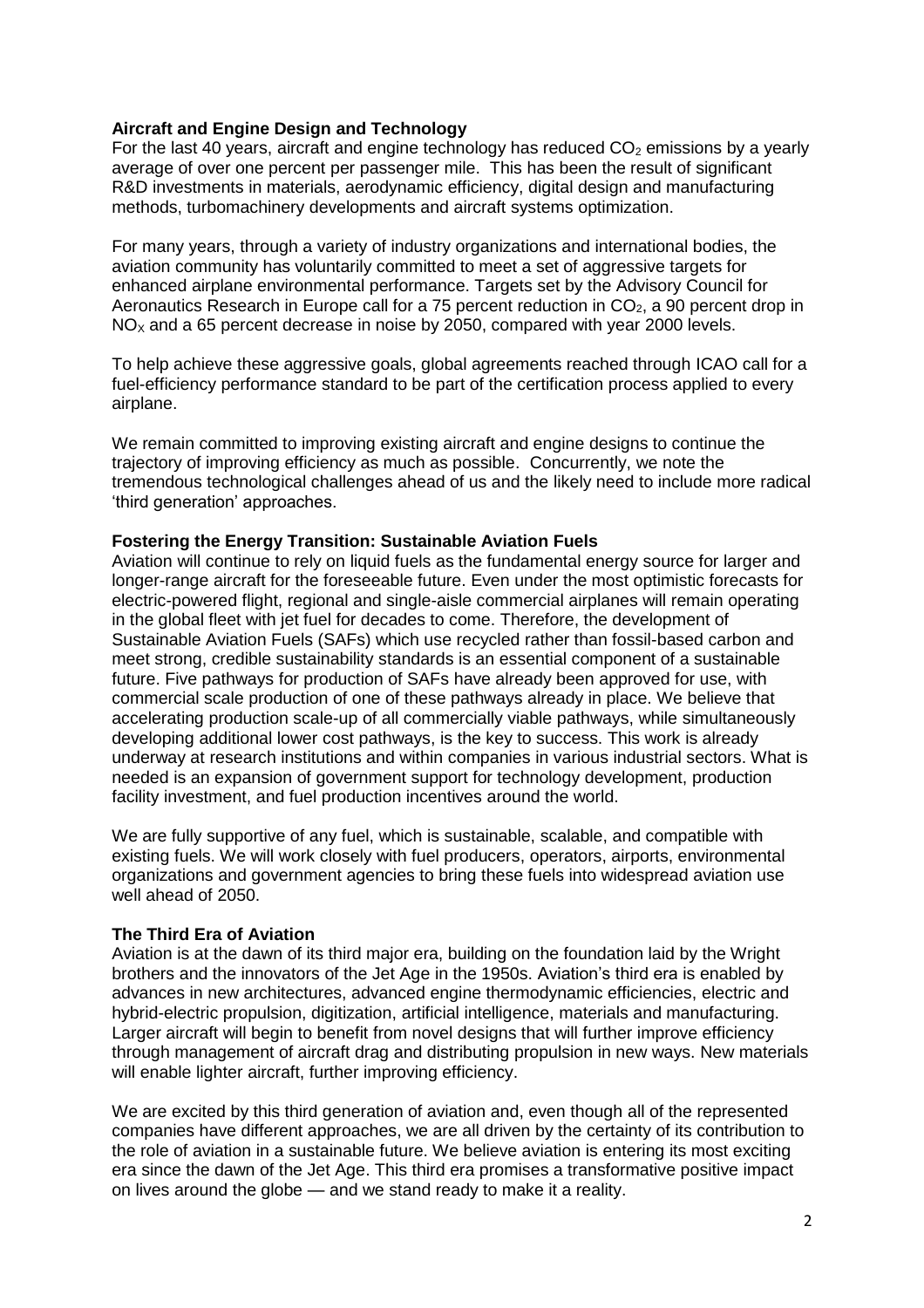**Aircraft and Engine Design and Technology**

For the last 40 years, aircraft and engine technology has reduced $CO_2$ emissions by a yearly average of over one percent per passenger mile. This has been the result of significant R&D investments in materials, aerodynamic efficiency, digital design and manufacturing methods, turbomachinery developments and aircraft systems optimization.

For many years, through a variety of industry organizations and international bodies, the aviation community has voluntarily committed to meet a set of aggressive targets for enhanced airplane environmental performance. Targets set by the Advisory Council for Aeronautics Research in Europe call for a 75 percent reduction in $CO_2$, a 90 percent drop in $NO_X$ and a 65 percent decrease in noise by 2050, compared with year 2000 levels.

To help achieve these aggressive goals, global agreements reached through ICAO call for a fuel-efficiency performance standard to be part of the certification process applied to every airplane.

We remain committed to improving existing aircraft and engine designs to continue the trajectory of improving efficiency as much as possible. Concurrently, we note the tremendous technological challenges ahead of us and the likely need to include more radical 'third generation' approaches.

**Fostering the Energy Transition: Sustainable Aviation Fuels**

Aviation will continue to rely on liquid fuels as the fundamental energy source for larger and longer-range aircraft for the foreseeable future. Even under the most optimistic forecasts for electric-powered flight, regional and single-aisle commercial airplanes will remain operating in the global fleet with jet fuel for decades to come. Therefore, the development of Sustainable Aviation Fuels (SAFs) which use recycled rather than fossil-based carbon and meet strong, credible sustainability standards is an essential component of a sustainable future. Five pathways for production of SAFs have already been approved for use, with commercial scale production of one of these pathways already in place. We believe that accelerating production scale-up of all commercially viable pathways, while simultaneously developing additional lower cost pathways, is the key to success. This work is already underway at research institutions and within companies in various industrial sectors. What is needed is an expansion of government support for technology development, production facility investment, and fuel production incentives around the world.

We are fully supportive of any fuel, which is sustainable, scalable, and compatible with existing fuels. We will work closely with fuel producers, operators, airports, environmental organizations and government agencies to bring these fuels into widespread aviation use well ahead of 2050.

**The Third Era of Aviation**

Aviation is at the dawn of its third major era, building on the foundation laid by the Wright brothers and the innovators of the Jet Age in the 1950s. Aviation's third era is enabled by advances in new architectures, advanced engine thermodynamic efficiencies, electric and hybrid-electric propulsion, digitization, artificial intelligence, materials and manufacturing. Larger aircraft will begin to benefit from novel designs that will further improve efficiency through management of aircraft drag and distributing propulsion in new ways. New materials will enable lighter aircraft, further improving efficiency.

We are excited by this third generation of aviation and, even though all of the represented companies have different approaches, we are all driven by the certainty of its contribution to the role of aviation in a sustainable future. We believe aviation is entering its most exciting era since the dawn of the Jet Age. This third era promises a transformative positive impact on lives around the globe — and we stand ready to make it a reality.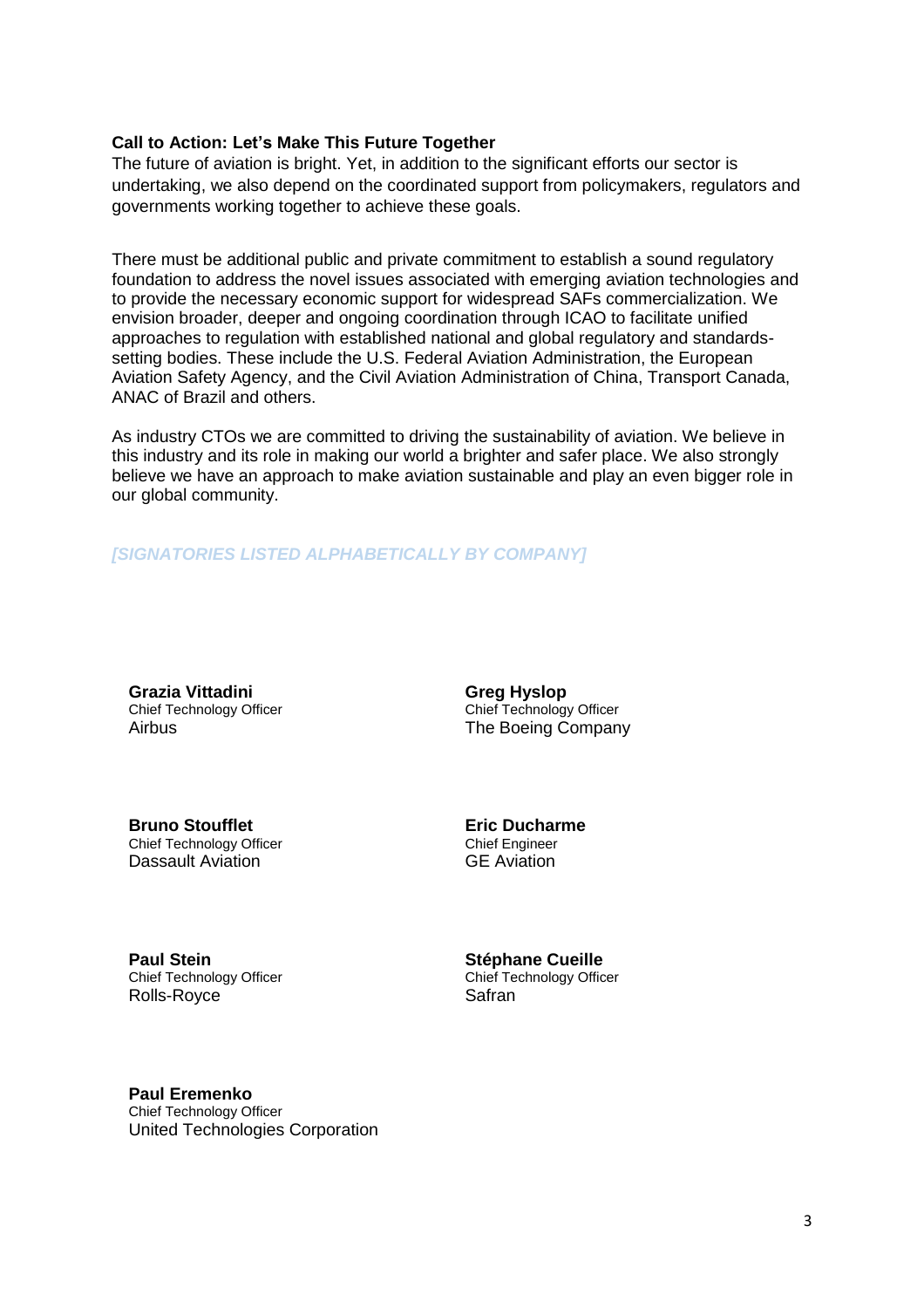**Call to Action: Let's Make This Future Together**

The future of aviation is bright. Yet, in addition to the significant efforts our sector is undertaking, we also depend on the coordinated support from policymakers, regulators and governments working together to achieve these goals.

There must be additional public and private commitment to establish a sound regulatory foundation to address the novel issues associated with emerging aviation technologies and to provide the necessary economic support for widespread SAFs commercialization. We envision broader, deeper and ongoing coordination through ICAO to facilitate unified approaches to regulation with established national and global regulatory and standards-setting bodies. These include the U.S. Federal Aviation Administration, the European Aviation Safety Agency, and the Civil Aviation Administration of China, Transport Canada, ANAC of Brazil and others.

As industry CTOs we are committed to driving the sustainability of aviation. We believe in this industry and its role in making our world a brighter and safer place. We also strongly believe we have an approach to make aviation sustainable and play an even bigger role in our global community.

***[SIGNATORIES LISTED ALPHABETICALLY BY COMPANY]***

**Grazia Vittadini**
Chief Technology Officer
Airbus

**Greg Hyslop**
Chief Technology Officer
The Boeing Company

**Bruno Stoufflet**
Chief Technology Officer
Dassault Aviation

**Eric Ducharme**
Chief Engineer
GE Aviation

**Paul Stein**
Chief Technology Officer
Rolls-Royce

**Stéphane Cueille**
Chief Technology Officer
Safran

**Paul Eremenko**
Chief Technology Officer
United Technologies Corporation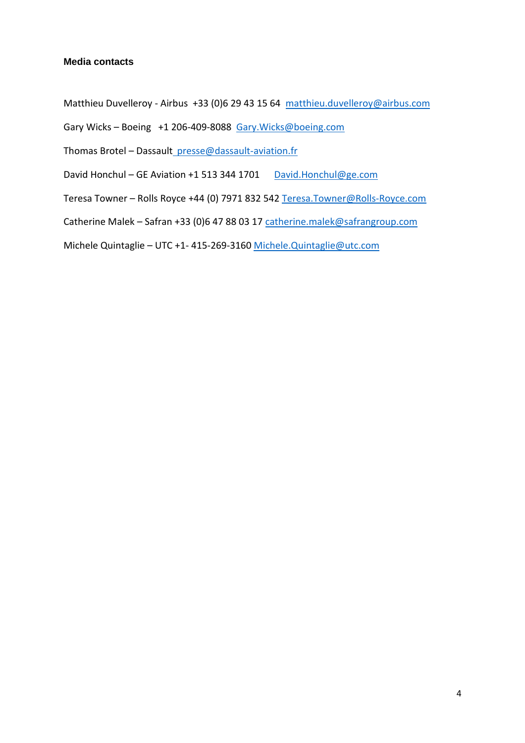**Media contacts**

Matthieu Duvelleroy - Airbus +33 (0)6 29 43 15 64 matthieu.duvelleroy@airbus.com

Gary Wicks – Boeing +1 206-409-8088 Gary.Wicks@boeing.com

Thomas Brotel – Dassault presse@dassault-aviation.fr

David Honchul – GE Aviation +1 513 344 1701 David.Honchul@ge.com

Teresa Towner – Rolls Royce +44 (0) 7971 832 542 Teresa.Towner@Rolls-Royce.com

Catherine Malek – Safran +33 (0)6 47 88 03 17 catherine.malek@safrangroup.com

Michele Quintaglie – UTC +1- 415-269-3160 Michele.Quintaglie@utc.com